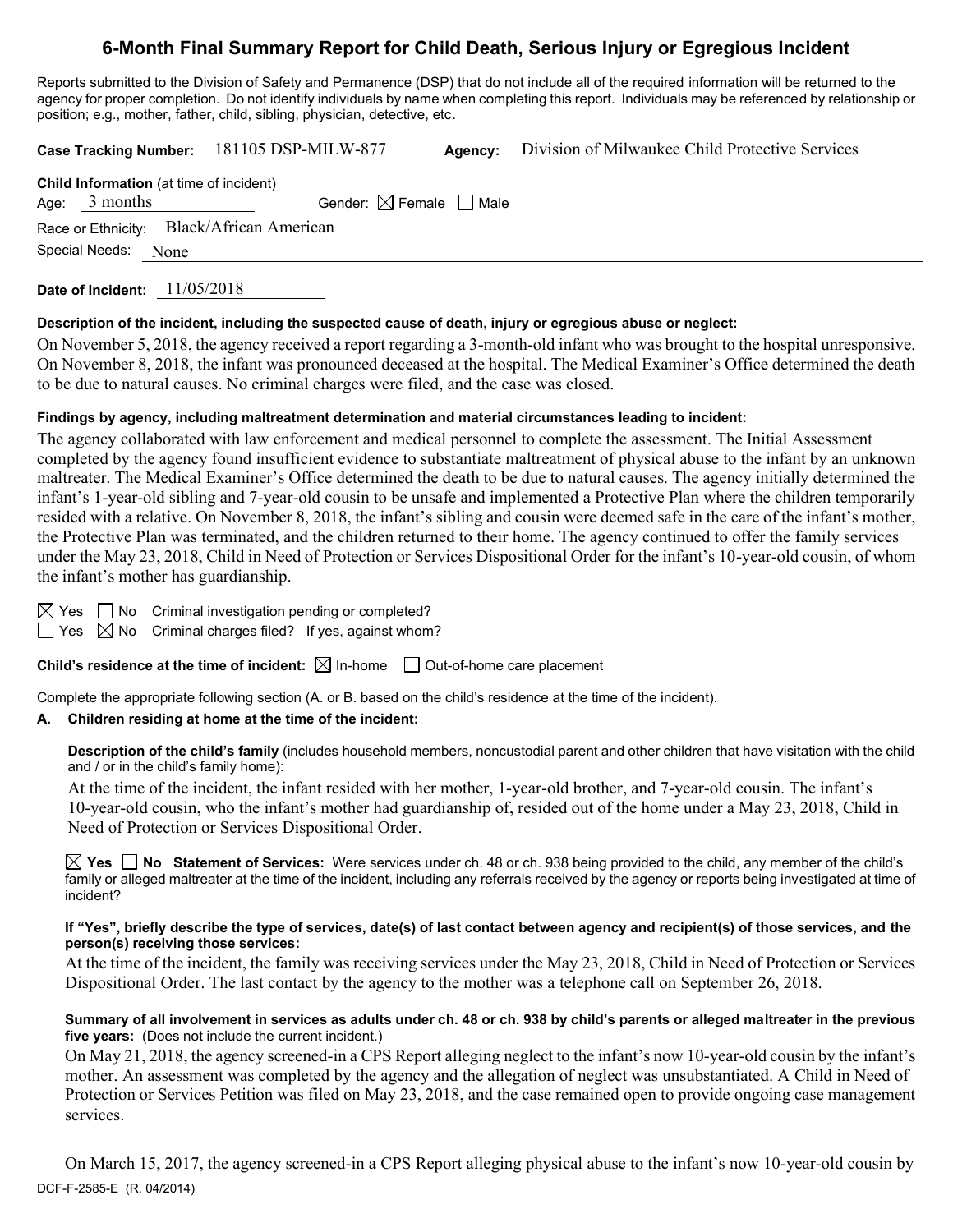# 6-Month Final Summary Report for Child Death, Serious Injury or Egregious Incident

Reports submitted to the Division of Safety and Permanence (DSP) that do not include all of the required information will be returned to the agency for proper completion. Do not identify individuals by name when completing this report. Individuals may be referenced by relationship or position; e.g., mother, father, child, sibling, physician, detective, etc.

**Case Tracking Number:** 181105 DSP-MILW-877 **Agency:** Division of Milwaukee Child Protective Services

**Child Information** (at time of incident)

Age: 3 months Gender: ☒ Female ☐ Male

Race or Ethnicity: Black/African American

Special Needs: None

**Date of Incident:** 11/05/2018

**Description of the incident, including the suspected cause of death, injury or egregious abuse or neglect:**

On November 5, 2018, the agency received a report regarding a 3-month-old infant who was brought to the hospital unresponsive. On November 8, 2018, the infant was pronounced deceased at the hospital. The Medical Examiner's Office determined the death to be due to natural causes. No criminal charges were filed, and the case was closed.

**Findings by agency, including maltreatment determination and material circumstances leading to incident:**

The agency collaborated with law enforcement and medical personnel to complete the assessment. The Initial Assessment completed by the agency found insufficient evidence to substantiate maltreatment of physical abuse to the infant by an unknown maltreater. The Medical Examiner's Office determined the death to be due to natural causes. The agency initially determined the infant's 1-year-old sibling and 7-year-old cousin to be unsafe and implemented a Protective Plan where the children temporarily resided with a relative. On November 8, 2018, the infant's sibling and cousin were deemed safe in the care of the infant's mother, the Protective Plan was terminated, and the children returned to their home. The agency continued to offer the family services under the May 23, 2018, Child in Need of Protection or Services Dispositional Order for the infant's 10-year-old cousin, of whom the infant's mother has guardianship.

☒ Yes ☐ No Criminal investigation pending or completed?

☐ Yes ☒ No Criminal charges filed? If yes, against whom?

**Child's residence at the time of incident:** ☒ In-home ☐ Out-of-home care placement

Complete the appropriate following section (A. or B. based on the child's residence at the time of the incident).

**A. Children residing at home at the time of the incident:**

**Description of the child's family** (includes household members, noncustodial parent and other children that have visitation with the child and / or in the child's family home):

At the time of the incident, the infant resided with her mother, 1-year-old brother, and 7-year-old cousin. The infant's 10-year-old cousin, who the infant's mother had guardianship of, resided out of the home under a May 23, 2018, Child in Need of Protection or Services Dispositional Order.

☒ **Yes** ☐ **No Statement of Services:** Were services under ch. 48 or ch. 938 being provided to the child, any member of the child's family or alleged maltreater at the time of the incident, including any referrals received by the agency or reports being investigated at time of incident?

**If "Yes", briefly describe the type of services, date(s) of last contact between agency and recipient(s) of those services, and the person(s) receiving those services:**

At the time of the incident, the family was receiving services under the May 23, 2018, Child in Need of Protection or Services Dispositional Order. The last contact by the agency to the mother was a telephone call on September 26, 2018.

**Summary of all involvement in services as adults under ch. 48 or ch. 938 by child's parents or alleged maltreater in the previous five years:** (Does not include the current incident.)

On May 21, 2018, the agency screened-in a CPS Report alleging neglect to the infant's now 10-year-old cousin by the infant's mother. An assessment was completed by the agency and the allegation of neglect was unsubstantiated. A Child in Need of Protection or Services Petition was filed on May 23, 2018, and the case remained open to provide ongoing case management services.

On March 15, 2017, the agency screened-in a CPS Report alleging physical abuse to the infant's now 10-year-old cousin by

DCF-F-2585-E (R. 04/2014)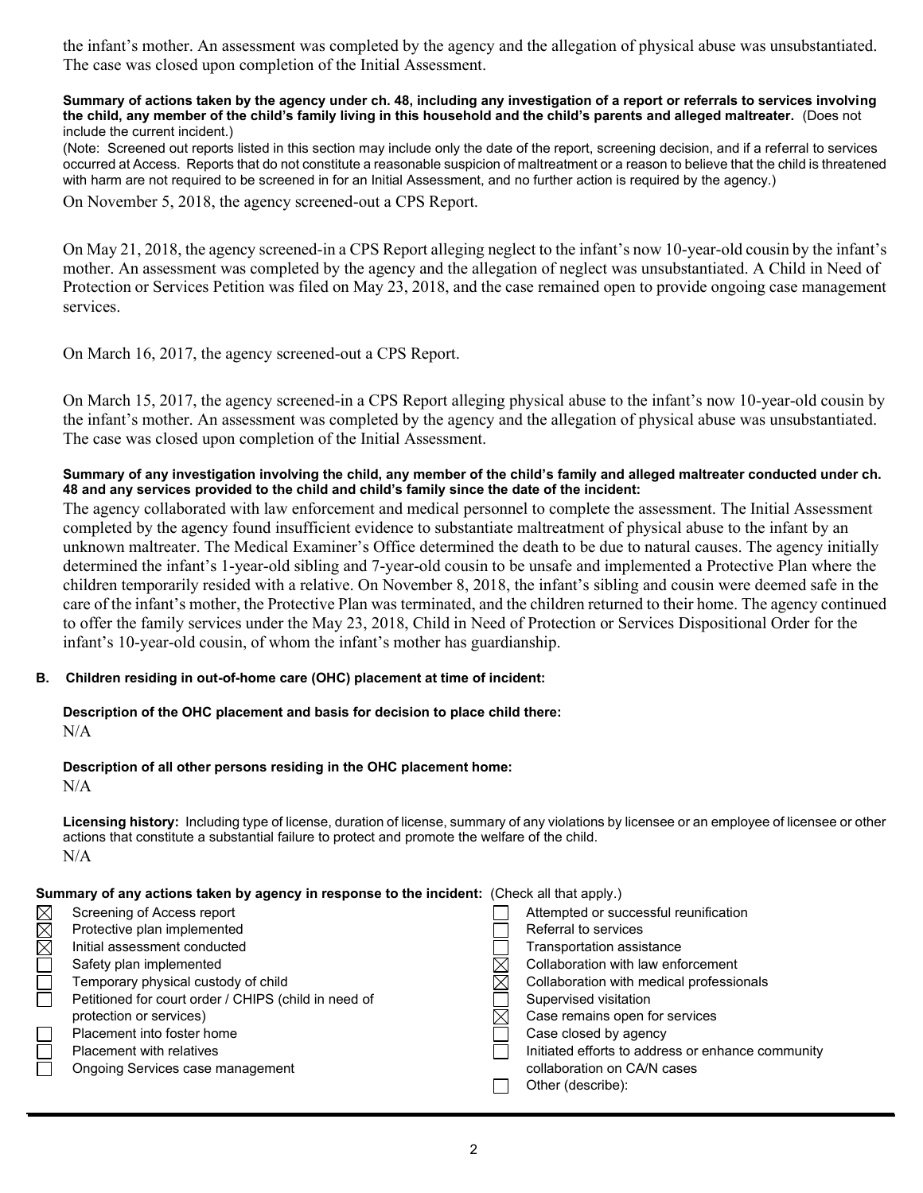the infant's mother. An assessment was completed by the agency and the allegation of physical abuse was unsubstantiated. The case was closed upon completion of the Initial Assessment.

**Summary of actions taken by the agency under ch. 48, including any investigation of a report or referrals to services involving the child, any member of the child's family living in this household and the child's parents and alleged maltreater.** (Does not include the current incident.)

(Note: Screened out reports listed in this section may include only the date of the report, screening decision, and if a referral to services occurred at Access. Reports that do not constitute a reasonable suspicion of maltreatment or a reason to believe that the child is threatened with harm are not required to be screened in for an Initial Assessment, and no further action is required by the agency.)

On November 5, 2018, the agency screened-out a CPS Report.

On May 21, 2018, the agency screened-in a CPS Report alleging neglect to the infant's now 10-year-old cousin by the infant's mother. An assessment was completed by the agency and the allegation of neglect was unsubstantiated. A Child in Need of Protection or Services Petition was filed on May 23, 2018, and the case remained open to provide ongoing case management services.

On March 16, 2017, the agency screened-out a CPS Report.

On March 15, 2017, the agency screened-in a CPS Report alleging physical abuse to the infant's now 10-year-old cousin by the infant's mother. An assessment was completed by the agency and the allegation of physical abuse was unsubstantiated. The case was closed upon completion of the Initial Assessment.

**Summary of any investigation involving the child, any member of the child's family and alleged maltreater conducted under ch. 48 and any services provided to the child and child's family since the date of the incident:**

The agency collaborated with law enforcement and medical personnel to complete the assessment. The Initial Assessment completed by the agency found insufficient evidence to substantiate maltreatment of physical abuse to the infant by an unknown maltreater. The Medical Examiner's Office determined the death to be due to natural causes. The agency initially determined the infant's 1-year-old sibling and 7-year-old cousin to be unsafe and implemented a Protective Plan where the children temporarily resided with a relative. On November 8, 2018, the infant's sibling and cousin were deemed safe in the care of the infant's mother, the Protective Plan was terminated, and the children returned to their home. The agency continued to offer the family services under the May 23, 2018, Child in Need of Protection or Services Dispositional Order for the infant's 10-year-old cousin, of whom the infant's mother has guardianship.

**B. Children residing in out-of-home care (OHC) placement at time of incident:**

**Description of the OHC placement and basis for decision to place child there:**
N/A

**Description of all other persons residing in the OHC placement home:**
N/A

**Licensing history:** Including type of license, duration of license, summary of any violations by licensee or an employee of licensee or other actions that constitute a substantial failure to protect and promote the welfare of the child.
N/A

**Summary of any actions taken by agency in response to the incident:** (Check all that apply.)

- ☒ Screening of Access report
- ☒ Protective plan implemented
- ☒ Initial assessment conducted
- ☐ Safety plan implemented
- ☐ Temporary physical custody of child
- ☐ Petitioned for court order / CHIPS (child in need of protection or services)
- ☐ Placement into foster home
- ☐ Placement with relatives
- ☐ Ongoing Services case management
- ☐ Attempted or successful reunification
- ☐ Referral to services
- ☐ Transportation assistance
- ☒ Collaboration with law enforcement
- ☒ Collaboration with medical professionals
- ☐ Supervised visitation
- ☒ Case remains open for services
- ☐ Case closed by agency
- ☐ Initiated efforts to address or enhance community collaboration on CA/N cases
- ☐ Other (describe):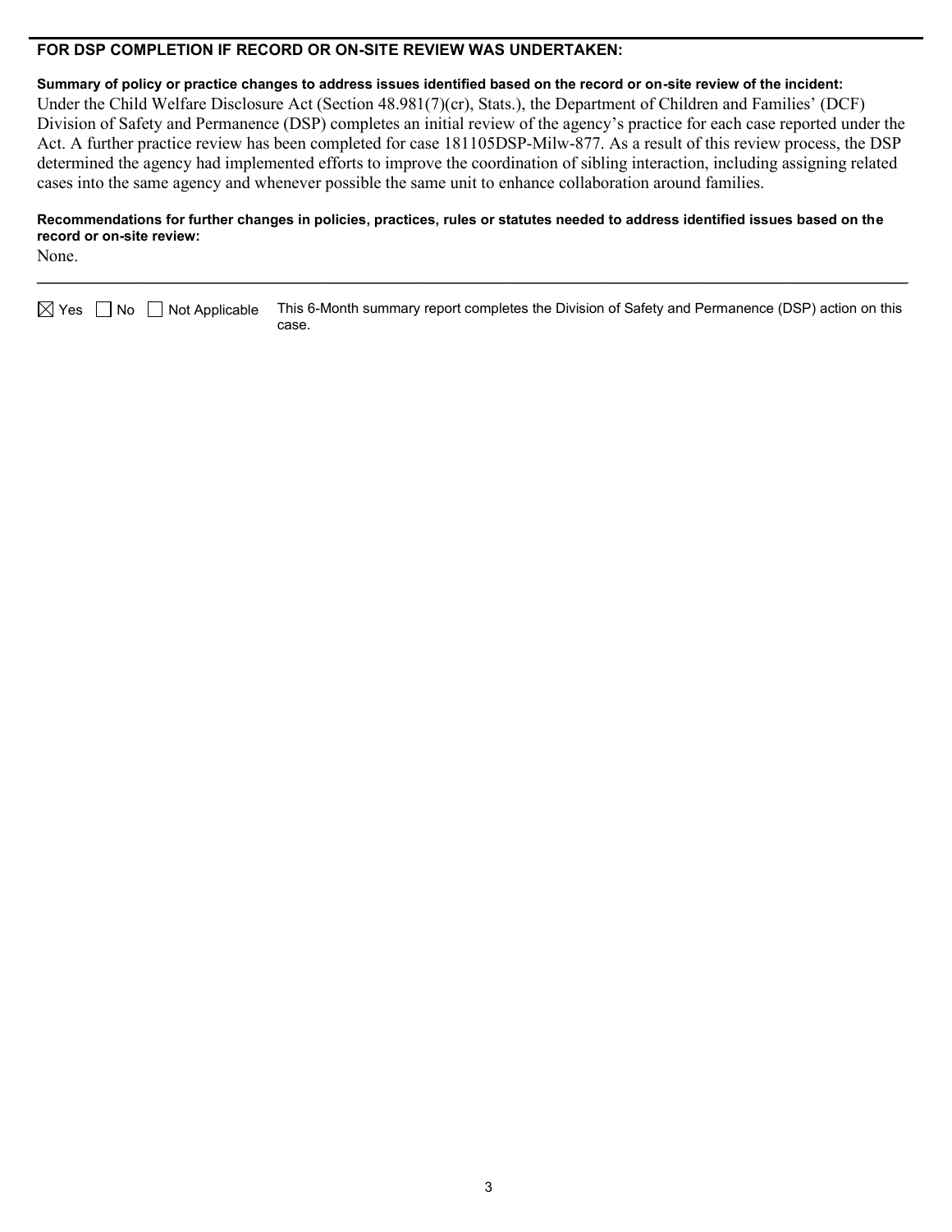**FOR DSP COMPLETION IF RECORD OR ON-SITE REVIEW WAS UNDERTAKEN:**

**Summary of policy or practice changes to address issues identified based on the record or on-site review of the incident:**

Under the Child Welfare Disclosure Act (Section 48.981(7)(cr), Stats.), the Department of Children and Families' (DCF) Division of Safety and Permanence (DSP) completes an initial review of the agency's practice for each case reported under the Act. A further practice review has been completed for case 181105DSP-Milw-877. As a result of this review process, the DSP determined the agency had implemented efforts to improve the coordination of sibling interaction, including assigning related cases into the same agency and whenever possible the same unit to enhance collaboration around families.

**Recommendations for further changes in policies, practices, rules or statutes needed to address identified issues based on the record or on-site review:**

None.

---

☒ Yes ☐ No ☐ Not Applicable This 6-Month summary report completes the Division of Safety and Permanence (DSP) action on this case.